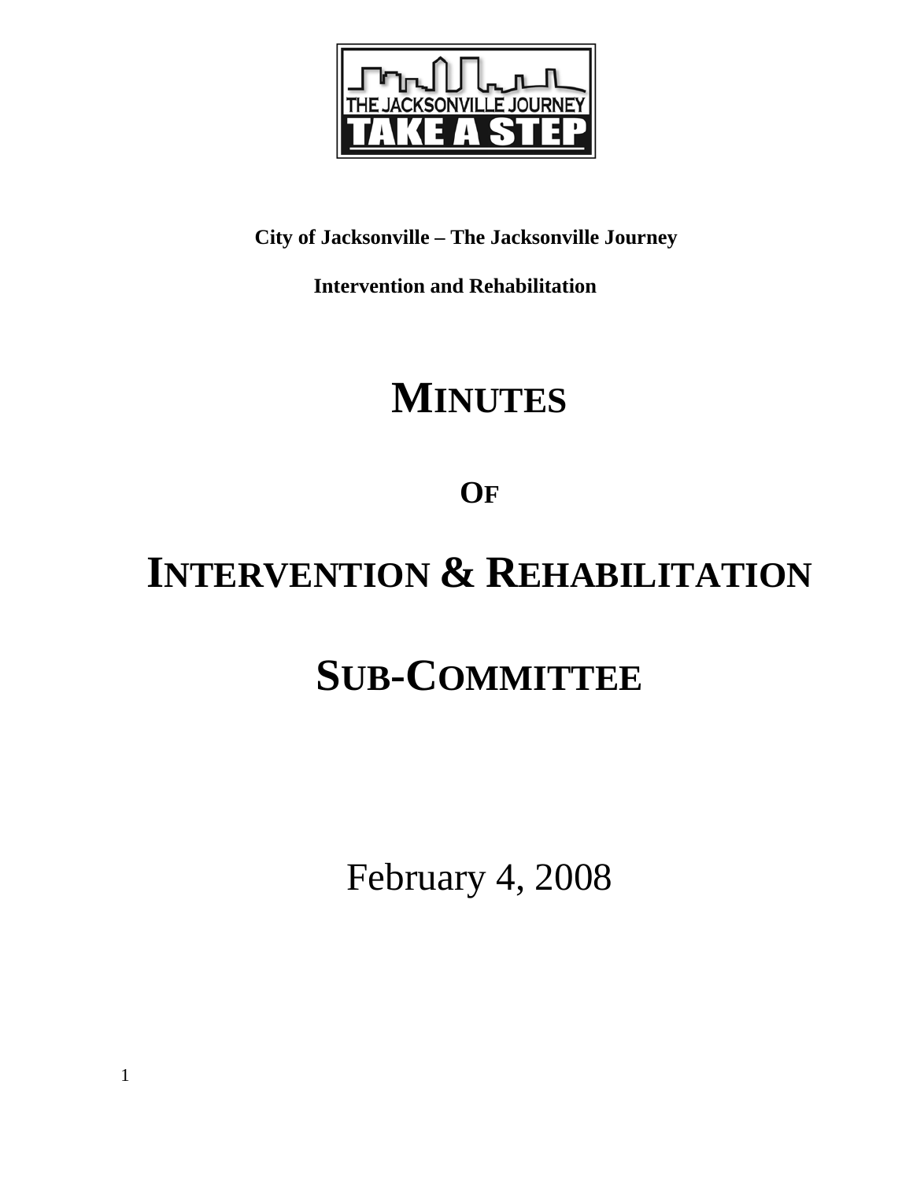**City of Jacksonville – The Jacksonville Journey**

**Intervention and Rehabilitation**

# MINUTES

# OF

# INTERVENTION & REHABILITATION

# SUB-COMMITTEE

February 4, 2008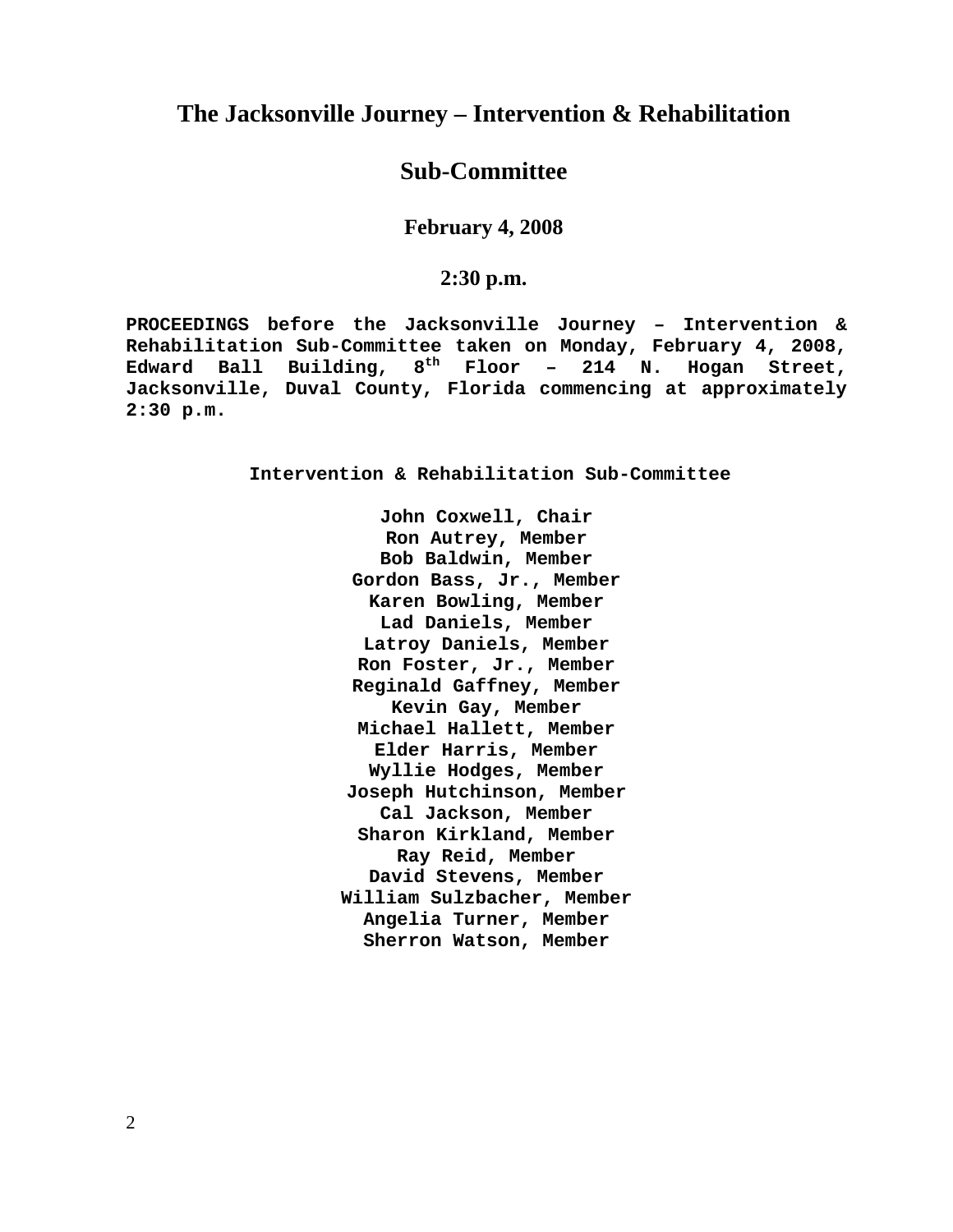# The Jacksonville Journey – Intervention & Rehabilitation

# Sub-Committee

## February 4, 2008

## 2:30 p.m.

**PROCEEDINGS before the Jacksonville Journey – Intervention & Rehabilitation Sub-Committee taken on Monday, February 4, 2008, Edward Ball Building, 8th Floor – 214 N. Hogan Street, Jacksonville, Duval County, Florida commencing at approximately 2:30 p.m.**

**Intervention & Rehabilitation Sub-Committee**

**John Coxwell, Chair**
**Ron Autrey, Member**
**Bob Baldwin, Member**
**Gordon Bass, Jr., Member**
**Karen Bowling, Member**
**Lad Daniels, Member**
**Latroy Daniels, Member**
**Ron Foster, Jr., Member**
**Reginald Gaffney, Member**
**Kevin Gay, Member**
**Michael Hallett, Member**
**Elder Harris, Member**
**Wyllie Hodges, Member**
**Joseph Hutchinson, Member**
**Cal Jackson, Member**
**Sharon Kirkland, Member**
**Ray Reid, Member**
**David Stevens, Member**
**William Sulzbacher, Member**
**Angelia Turner, Member**
**Sherron Watson, Member**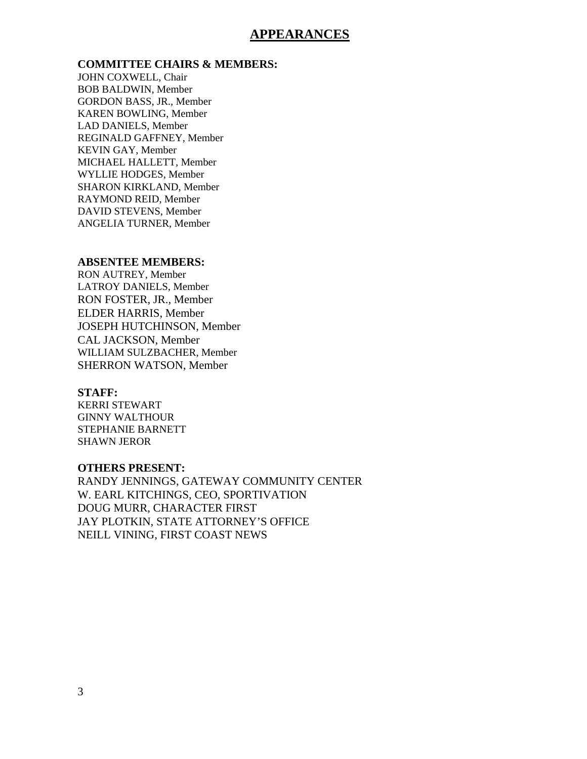# APPEARANCES

**COMMITTEE CHAIRS & MEMBERS:**

JOHN COXWELL, Chair
BOB BALDWIN, Member
GORDON BASS, JR., Member
KAREN BOWLING, Member
LAD DANIELS, Member
REGINALD GAFFNEY, Member
KEVIN GAY, Member
MICHAEL HALLETT, Member
WYLLIE HODGES, Member
SHARON KIRKLAND, Member
RAYMOND REID, Member
DAVID STEVENS, Member
ANGELIA TURNER, Member

**ABSENTEE MEMBERS:**

RON AUTREY, Member
LATROY DANIELS, Member
RON FOSTER, JR., Member
ELDER HARRIS, Member
JOSEPH HUTCHINSON, Member
CAL JACKSON, Member
WILLIAM SULZBACHER, Member
SHERRON WATSON, Member

**STAFF:**

KERRI STEWART
GINNY WALTHOUR
STEPHANIE BARNETT
SHAWN JEROR

**OTHERS PRESENT:**

RANDY JENNINGS, GATEWAY COMMUNITY CENTER
W. EARL KITCHINGS, CEO, SPORTIVATION
DOUG MURR, CHARACTER FIRST
JAY PLOTKIN, STATE ATTORNEY'S OFFICE
NEILL VINING, FIRST COAST NEWS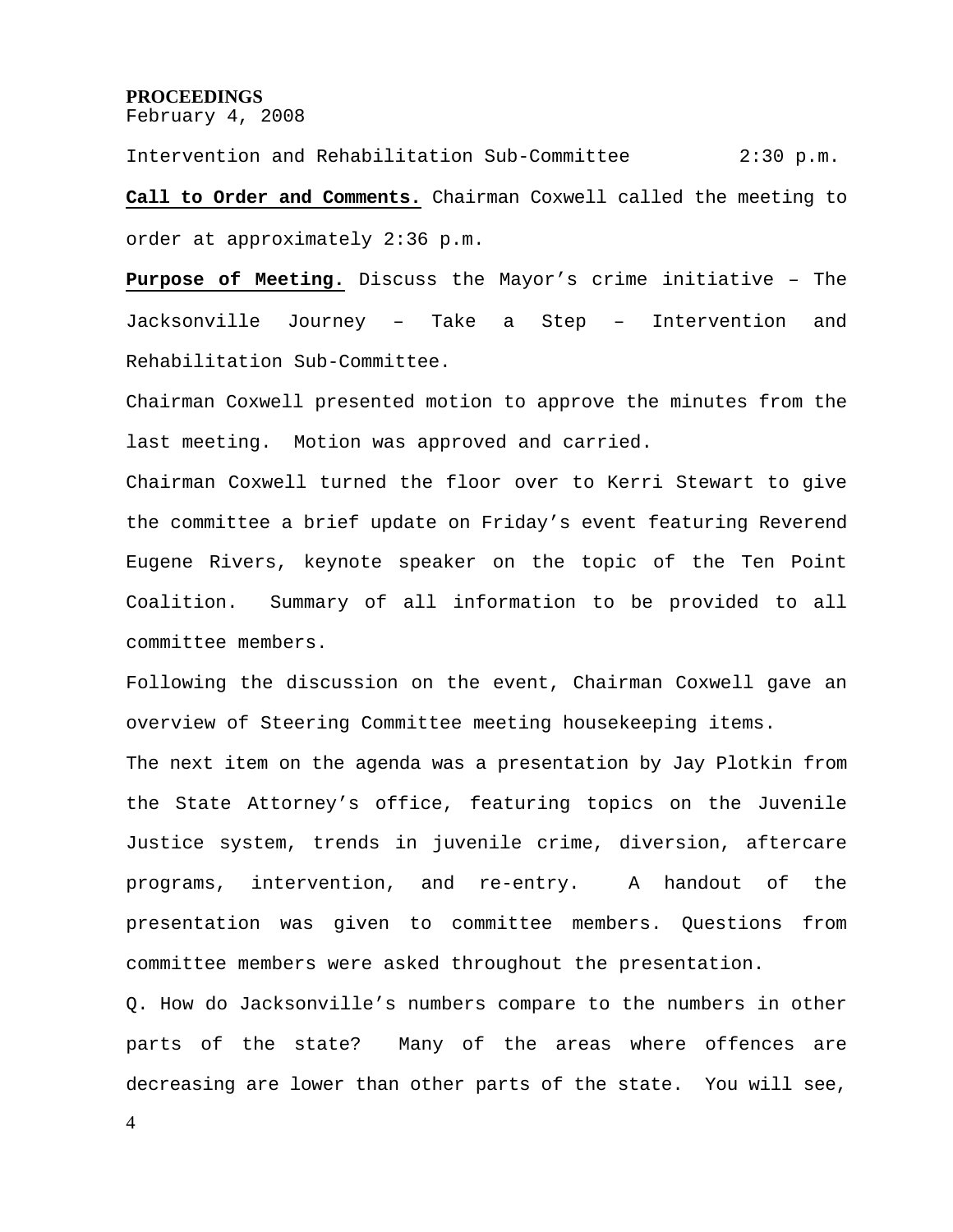**PROCEEDINGS**
February 4, 2008

Intervention and Rehabilitation Sub-Committee 2:30 p.m.

**Call to Order and Comments.** Chairman Coxwell called the meeting to order at approximately 2:36 p.m.

**Purpose of Meeting.** Discuss the Mayor's crime initiative – The Jacksonville Journey – Take a Step – Intervention and Rehabilitation Sub-Committee.

Chairman Coxwell presented motion to approve the minutes from the last meeting. Motion was approved and carried.

Chairman Coxwell turned the floor over to Kerri Stewart to give the committee a brief update on Friday's event featuring Reverend Eugene Rivers, keynote speaker on the topic of the Ten Point Coalition. Summary of all information to be provided to all committee members.

Following the discussion on the event, Chairman Coxwell gave an overview of Steering Committee meeting housekeeping items.

The next item on the agenda was a presentation by Jay Plotkin from the State Attorney's office, featuring topics on the Juvenile Justice system, trends in juvenile crime, diversion, aftercare programs, intervention, and re-entry. A handout of the presentation was given to committee members. Questions from committee members were asked throughout the presentation.

Q. How do Jacksonville's numbers compare to the numbers in other parts of the state? Many of the areas where offences are decreasing are lower than other parts of the state. You will see,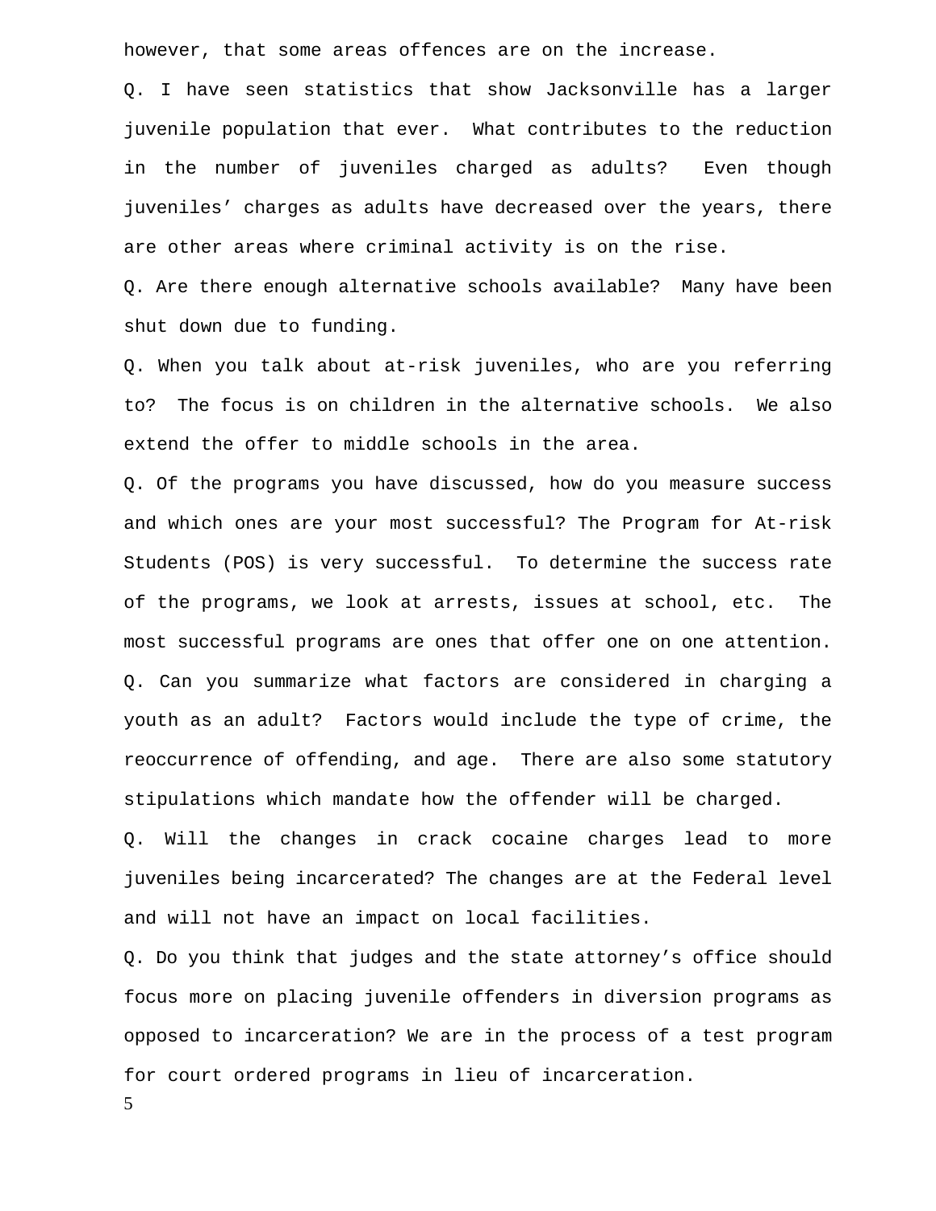however, that some areas offences are on the increase.

Q. I have seen statistics that show Jacksonville has a larger juvenile population that ever. What contributes to the reduction in the number of juveniles charged as adults? Even though juveniles' charges as adults have decreased over the years, there are other areas where criminal activity is on the rise.

Q. Are there enough alternative schools available? Many have been shut down due to funding.

Q. When you talk about at-risk juveniles, who are you referring to? The focus is on children in the alternative schools. We also extend the offer to middle schools in the area.

Q. Of the programs you have discussed, how do you measure success and which ones are your most successful? The Program for At-risk Students (POS) is very successful. To determine the success rate of the programs, we look at arrests, issues at school, etc. The most successful programs are ones that offer one on one attention.

Q. Can you summarize what factors are considered in charging a youth as an adult? Factors would include the type of crime, the reoccurrence of offending, and age. There are also some statutory stipulations which mandate how the offender will be charged.

Q. Will the changes in crack cocaine charges lead to more juveniles being incarcerated? The changes are at the Federal level and will not have an impact on local facilities.

Q. Do you think that judges and the state attorney's office should focus more on placing juvenile offenders in diversion programs as opposed to incarceration? We are in the process of a test program for court ordered programs in lieu of incarceration.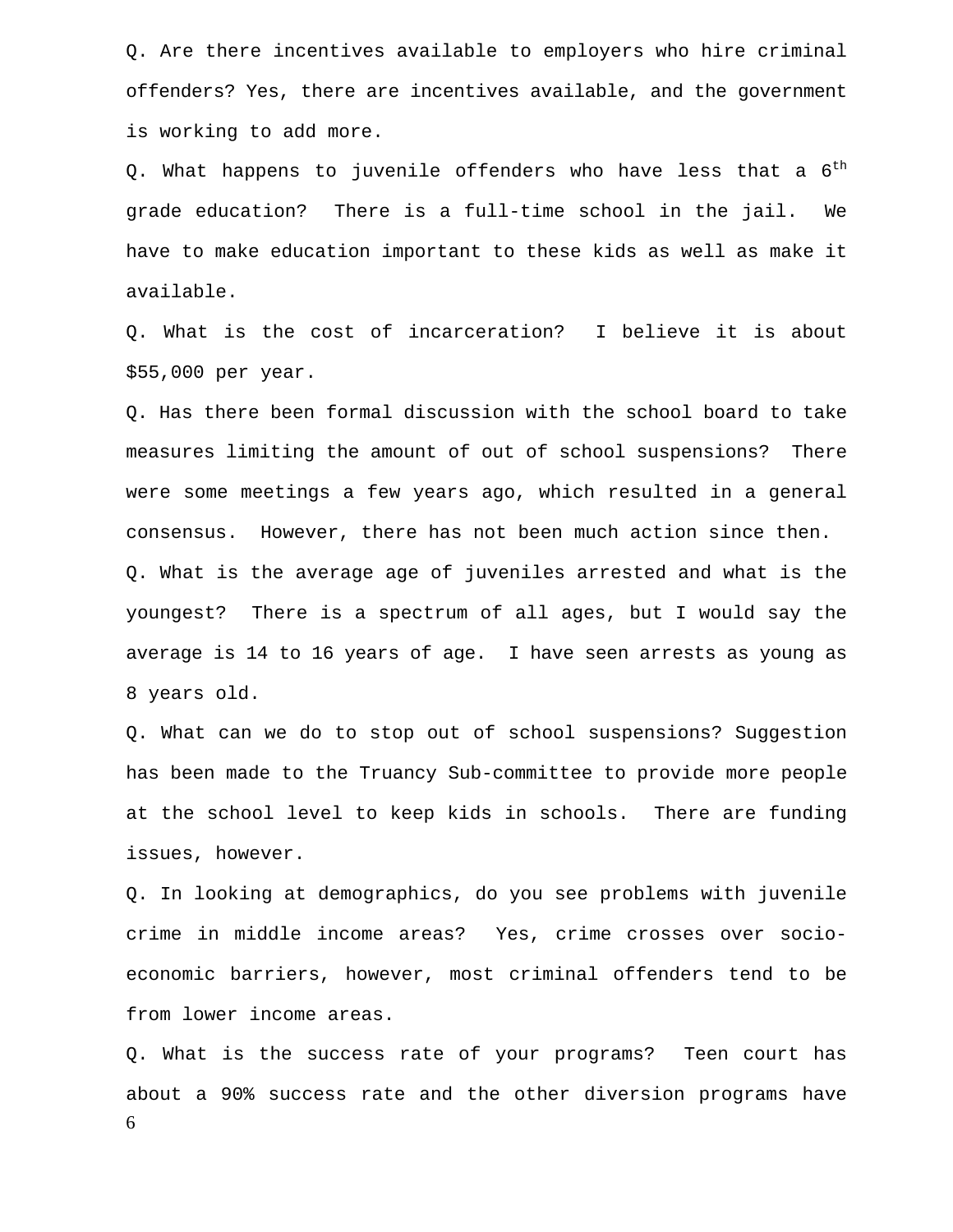Q. Are there incentives available to employers who hire criminal offenders? Yes, there are incentives available, and the government is working to add more.

Q. What happens to juvenile offenders who have less that a 6th grade education? There is a full-time school in the jail. We have to make education important to these kids as well as make it available.

Q. What is the cost of incarceration? I believe it is about $55,000 per year.

Q. Has there been formal discussion with the school board to take measures limiting the amount of out of school suspensions? There were some meetings a few years ago, which resulted in a general consensus. However, there has not been much action since then.

Q. What is the average age of juveniles arrested and what is the youngest? There is a spectrum of all ages, but I would say the average is 14 to 16 years of age. I have seen arrests as young as 8 years old.

Q. What can we do to stop out of school suspensions? Suggestion has been made to the Truancy Sub-committee to provide more people at the school level to keep kids in schools. There are funding issues, however.

Q. In looking at demographics, do you see problems with juvenile crime in middle income areas? Yes, crime crosses over socio-economic barriers, however, most criminal offenders tend to be from lower income areas.

Q. What is the success rate of your programs? Teen court has about a 90% success rate and the other diversion programs have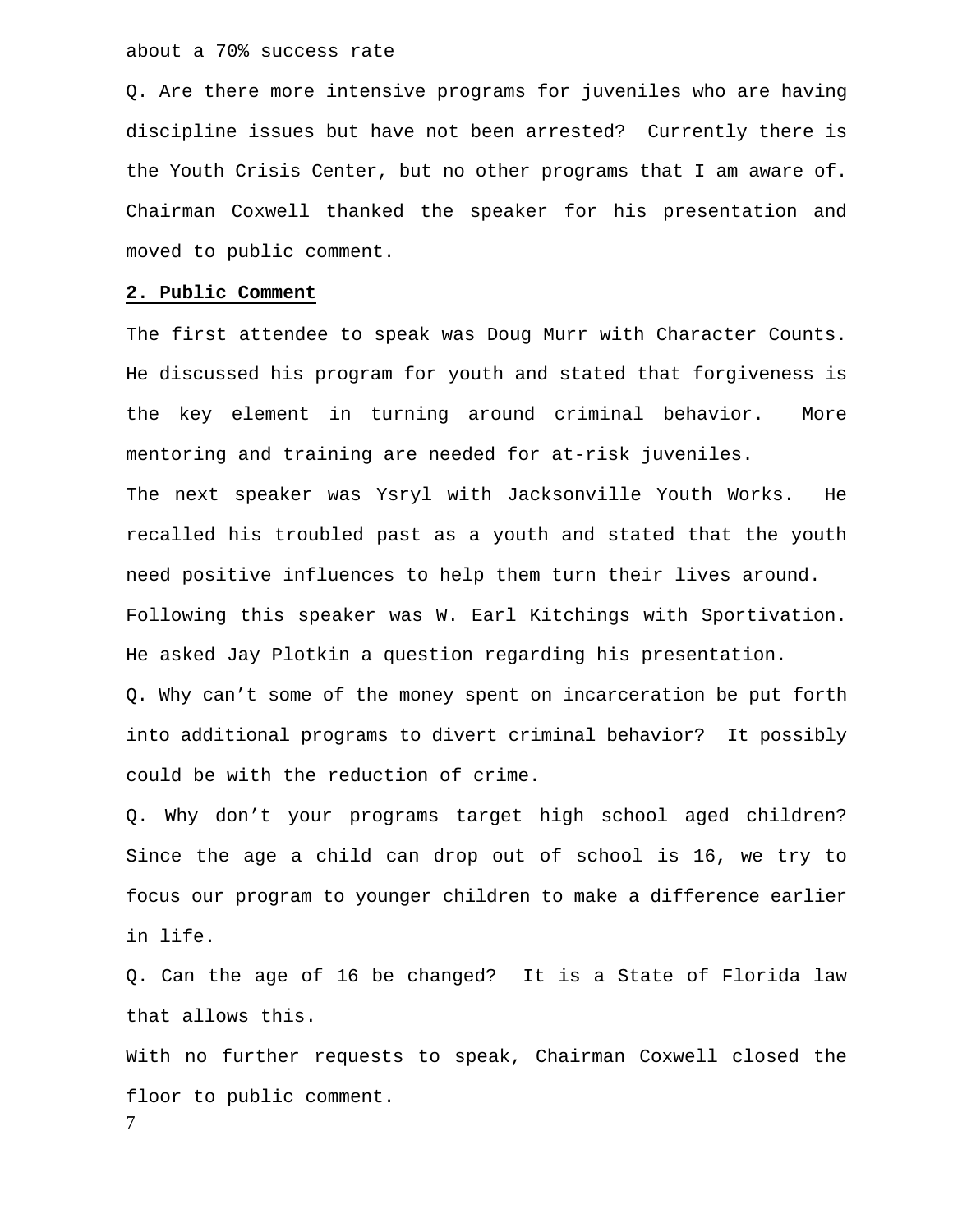about a 70% success rate

Q. Are there more intensive programs for juveniles who are having discipline issues but have not been arrested? Currently there is the Youth Crisis Center, but no other programs that I am aware of.

Chairman Coxwell thanked the speaker for his presentation and moved to public comment.

**2. Public Comment**

The first attendee to speak was Doug Murr with Character Counts. He discussed his program for youth and stated that forgiveness is the key element in turning around criminal behavior. More mentoring and training are needed for at-risk juveniles.

The next speaker was Ysryl with Jacksonville Youth Works. He recalled his troubled past as a youth and stated that the youth need positive influences to help them turn their lives around.

Following this speaker was W. Earl Kitchings with Sportivation. He asked Jay Plotkin a question regarding his presentation.

Q. Why can't some of the money spent on incarceration be put forth into additional programs to divert criminal behavior? It possibly could be with the reduction of crime.

Q. Why don't your programs target high school aged children? Since the age a child can drop out of school is 16, we try to focus our program to younger children to make a difference earlier in life.

Q. Can the age of 16 be changed? It is a State of Florida law that allows this.

With no further requests to speak, Chairman Coxwell closed the floor to public comment.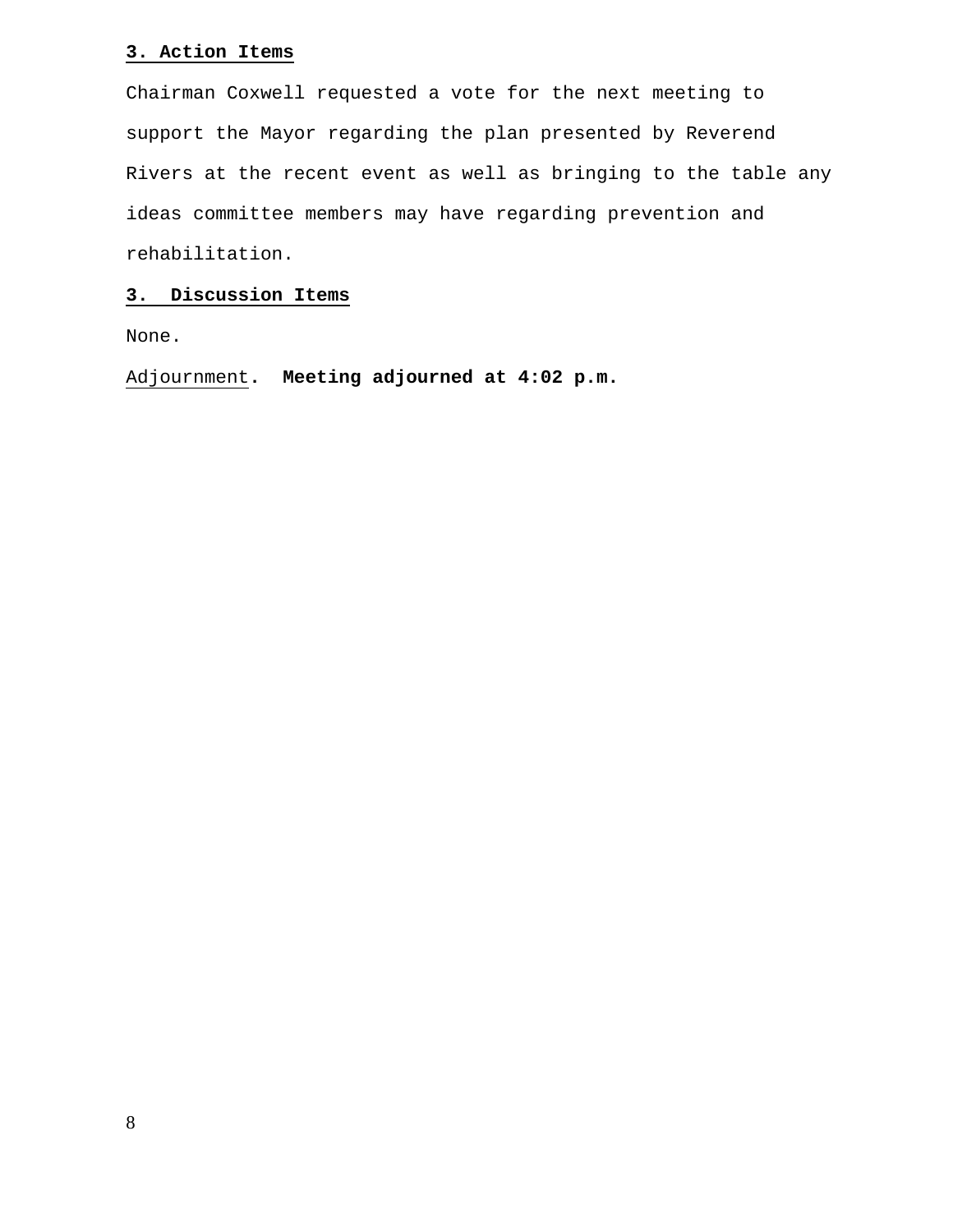**3. Action Items**

Chairman Coxwell requested a vote for the next meeting to support the Mayor regarding the plan presented by Reverend Rivers at the recent event as well as bringing to the table any ideas committee members may have regarding prevention and rehabilitation.

**3. Discussion Items**

None.

Adjournment. **Meeting adjourned at 4:02 p.m.**